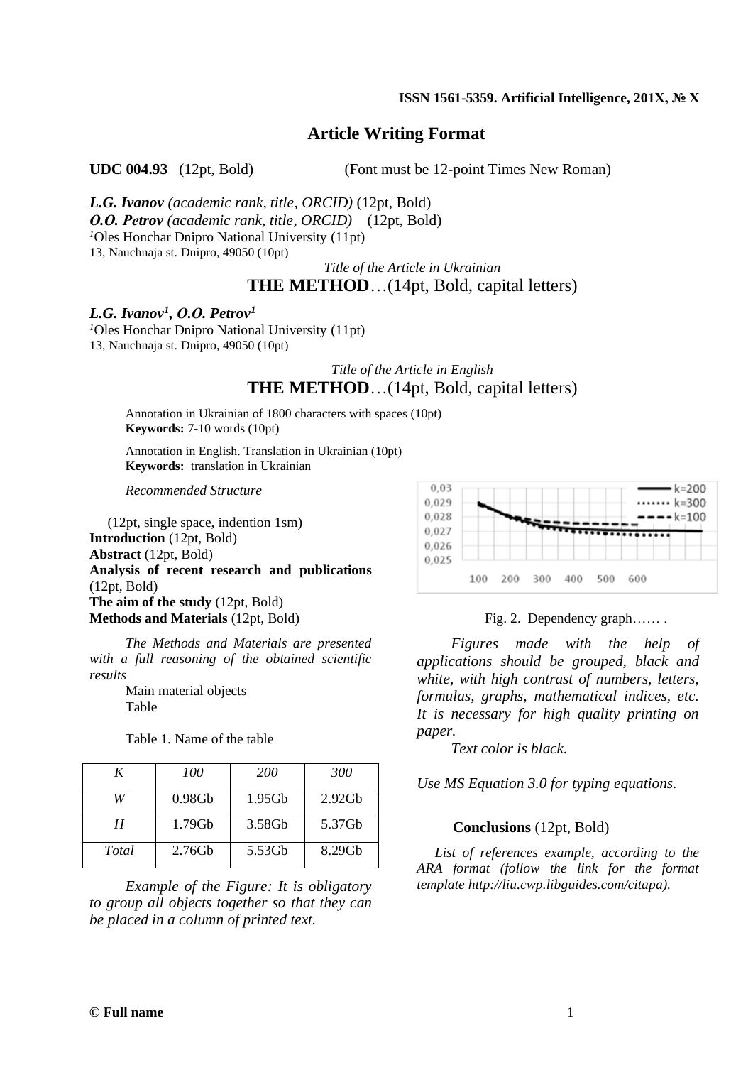# Article Writing Format

**UDC 004.93** (12pt, Bold) (Font must be 12-point Times New Roman)

***L.G. Ivanov*** *(academic rank, title, ORCID)* (12pt, Bold)
***O.O. Petrov*** *(academic rank, title, ORCID)* (12pt, Bold)
[1]Oles Honchar Dnipro National University (11pt)
13, Nauchnaja st. Dnipro, 49050 (10pt)

*Title of the Article in Ukrainian*

**THE METHOD**…(14pt, Bold, capital letters)

***L.G. Ivanov[1], O.O. Petrov[1]***
[1]Oles Honchar Dnipro National University (11pt)
13, Nauchnaja st. Dnipro, 49050 (10pt)

*Title of the Article in English*

**THE METHOD**…(14pt, Bold, capital letters)

Annotation in Ukrainian of 1800 characters with spaces (10pt)
**Keywords:** 7-10 words (10pt)

Annotation in English. Translation in Ukrainian (10pt)
**Keywords:** translation in Ukrainian

*Recommended Structure*

(12pt, single space, indention 1sm)
**Introduction** (12pt, Bold)
**Abstract** (12pt, Bold)
**Analysis of recent research and publications** (12pt, Bold)
**The aim of the study** (12pt, Bold)
**Methods and Materials** (12pt, Bold)

*The Methods and Materials are presented with a full reasoning of the obtained scientific results*

Main material objects
Table

Table 1. Name of the table

| *K* | *100* | *200* | *300* |
|---|---|---|---|
| *W* | 0.98Gb | 1.95Gb | 2.92Gb |
| *H* | 1.79Gb | 3.58Gb | 5.37Gb |
| *Total* | 2.76Gb | 5.53Gb | 8.29Gb |

*Example of the Figure: It is obligatory to group all objects together so that they can be placed in a column of printed text.*

Fig. 2. Dependency graph…… .

*Figures made with the help of applications should be grouped, black and white, with high contrast of numbers, letters, formulas, graphs, mathematical indices, etc. It is necessary for high quality printing on paper.*

*Text color is black.*

*Use MS Equation 3.0 for typing equations.*

**Conclusions** (12pt, Bold)

*List of references example, according to the ARA format (follow the link for the format template http://liu.cwp.libguides.com/citapa).*

**© Full name**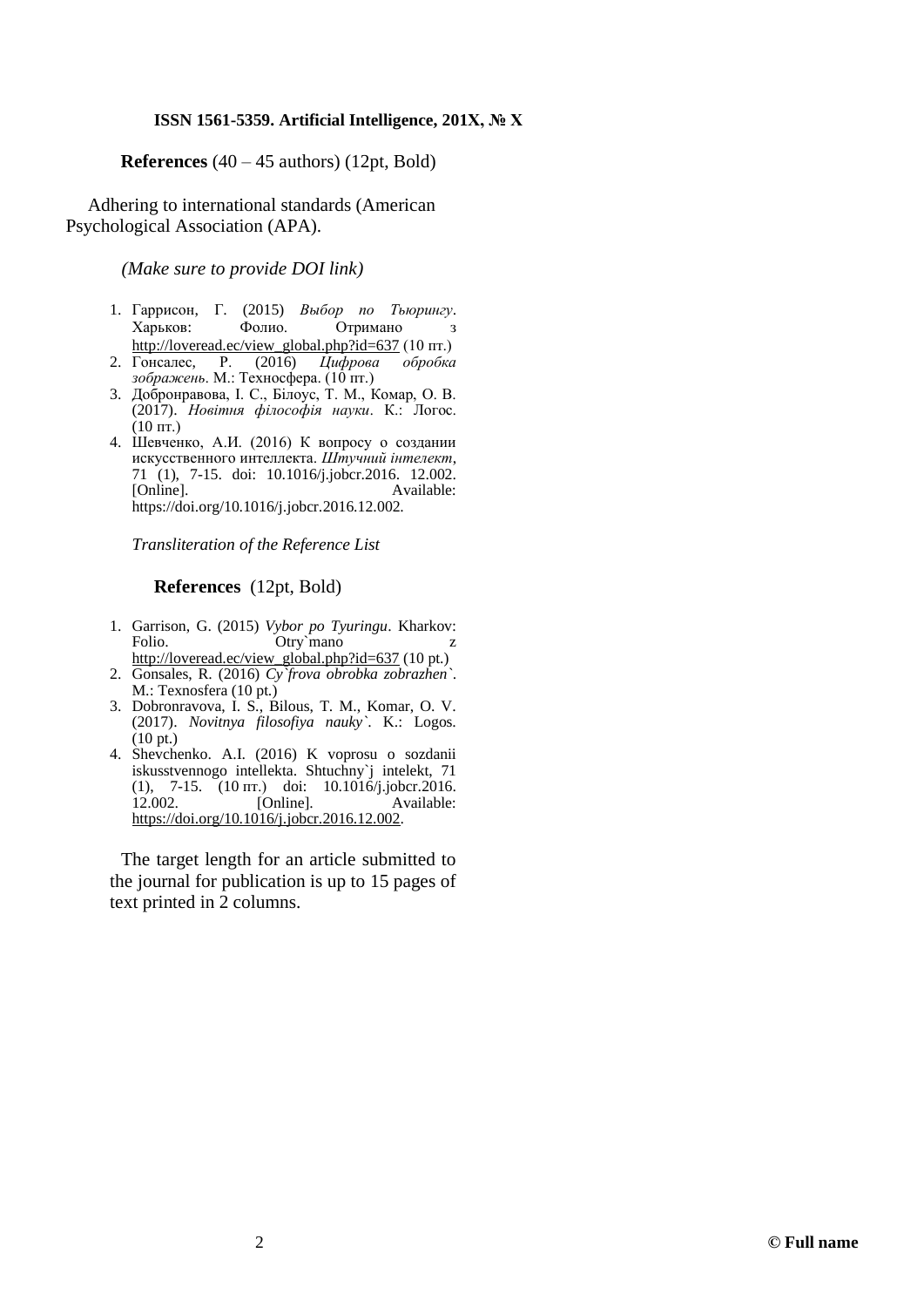**References** (40 – 45 authors) (12pt, Bold)

Adhering to international standards (American Psychological Association (APA).

*(Make sure to provide DOI link)*

1. Гаррисон, Г. (2015) *Выбор по Тьюрингу*. Харьков: Фолио. Отримано з http://loveread.ec/view_global.php?id=637 (10 пт.)
2. Гонсалес, Р. (2016) *Цифрова обробка зображень*. М.: Техносфера. (10 пт.)
3. Добронравова, І. С., Білоус, Т. М., Комар, О. В. (2017). *Новітня філософія науки*. К.: Логос. (10 пт.)
4. Шевченко, А.И. (2016) К вопросу о создании искусственного интеллекта. *Штучний інтелект*, 71 (1), 7-15. doi: 10.1016/j.jobcr.2016. 12.002. [Online]. Available: https://doi.org/10.1016/j.jobcr.2016.12.002.

*Transliteration of the Reference List*

**References** (12pt, Bold)

1. Garrison, G. (2015) *Vybor po Tyuringu*. Kharkov: Folio. Otry`mano z http://loveread.ec/view_global.php?id=637 (10 pt.)
2. Gonsales, R. (2016) *Cy`frova obrobka zobrazhen`*. M.: Texnosfera (10 pt.)
3. Dobronravova, I. S., Bilous, T. M., Komar, O. V. (2017). *Novitnya filosofiya nauky`*. K.: Logos. (10 pt.)
4. Shevchenko. A.I. (2016) K voprosu o sozdanii iskusstvennogo intellekta. Shtuchny`j intelekt, 71 (1), 7-15. (10 пт.) doi: 10.1016/j.jobcr.2016. 12.002. [Online]. Available: https://doi.org/10.1016/j.jobcr.2016.12.002.

The target length for an article submitted to the journal for publication is up to 15 pages of text printed in 2 columns.